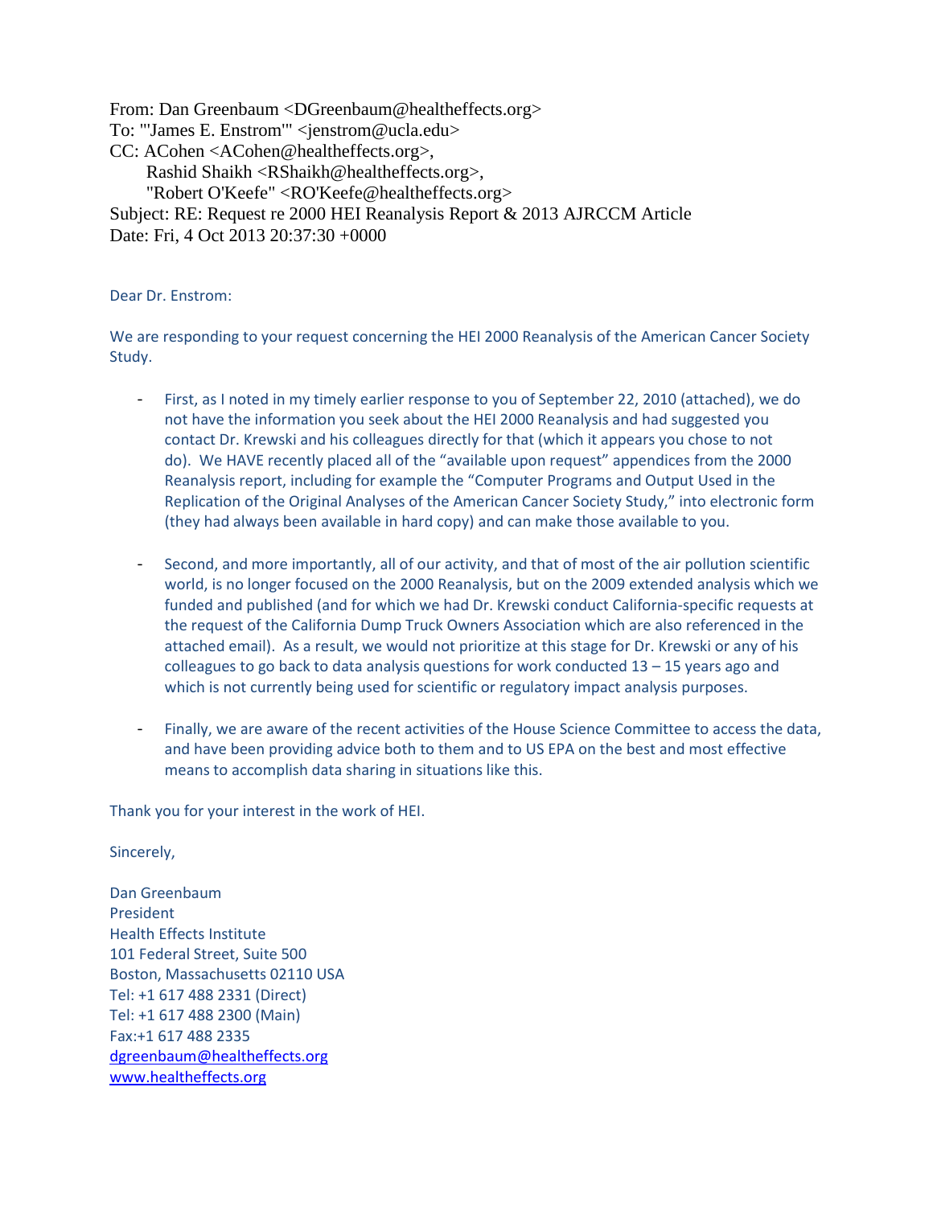From: Dan Greenbaum <DGreenbaum@healtheffects.org>
To: "'James E. Enstrom'" <jenstrom@ucla.edu>
CC: ACohen <ACohen@healtheffects.org>,
Rashid Shaikh <RShaikh@healtheffects.org>,
"Robert O'Keefe" <RO'Keefe@healtheffects.org>
Subject: RE: Request re 2000 HEI Reanalysis Report & 2013 AJRCCM Article
Date: Fri, 4 Oct 2013 20:37:30 +0000

Dear Dr. Enstrom:

We are responding to your request concerning the HEI 2000 Reanalysis of the American Cancer Society Study.

- First, as I noted in my timely earlier response to you of September 22, 2010 (attached), we do not have the information you seek about the HEI 2000 Reanalysis and had suggested you contact Dr. Krewski and his colleagues directly for that (which it appears you chose to not do). We HAVE recently placed all of the "available upon request" appendices from the 2000 Reanalysis report, including for example the "Computer Programs and Output Used in the Replication of the Original Analyses of the American Cancer Society Study," into electronic form (they had always been available in hard copy) and can make those available to you.

- Second, and more importantly, all of our activity, and that of most of the air pollution scientific world, is no longer focused on the 2000 Reanalysis, but on the 2009 extended analysis which we funded and published (and for which we had Dr. Krewski conduct California-specific requests at the request of the California Dump Truck Owners Association which are also referenced in the attached email). As a result, we would not prioritize at this stage for Dr. Krewski or any of his colleagues to go back to data analysis questions for work conducted 13 – 15 years ago and which is not currently being used for scientific or regulatory impact analysis purposes.

- Finally, we are aware of the recent activities of the House Science Committee to access the data, and have been providing advice both to them and to US EPA on the best and most effective means to accomplish data sharing in situations like this.

Thank you for your interest in the work of HEI.

Sincerely,

Dan Greenbaum
President
Health Effects Institute
101 Federal Street, Suite 500
Boston, Massachusetts 02110 USA
Tel: +1 617 488 2331 (Direct)
Tel: +1 617 488 2300 (Main)
Fax:+1 617 488 2335
dgreenbaum@healtheffects.org
www.healtheffects.org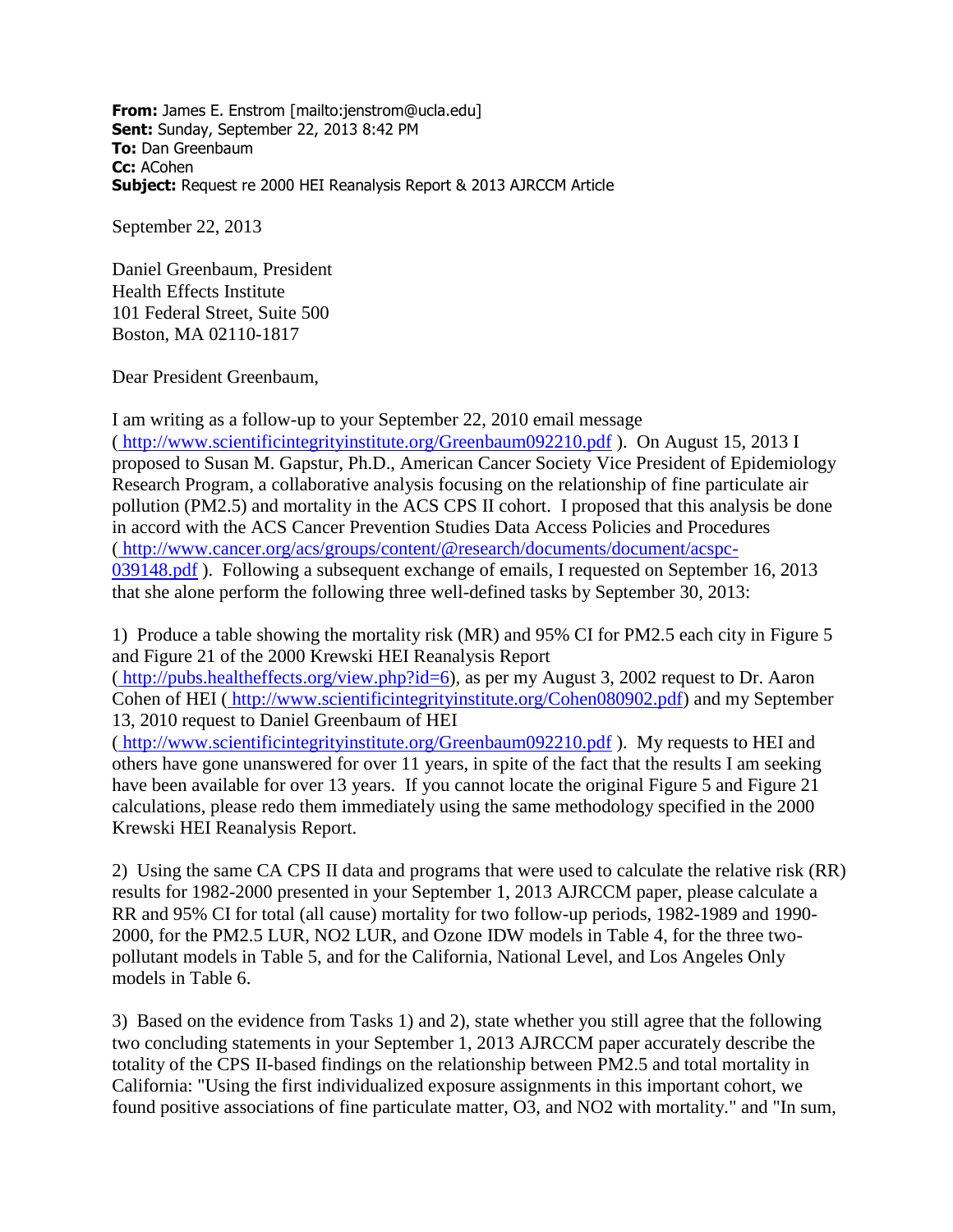**From:** James E. Enstrom [mailto:jenstrom@ucla.edu]
**Sent:** Sunday, September 22, 2013 8:42 PM
**To:** Dan Greenbaum
**Cc:** ACohen
**Subject:** Request re 2000 HEI Reanalysis Report & 2013 AJRCCM Article

September 22, 2013

Daniel Greenbaum, President
Health Effects Institute
101 Federal Street, Suite 500
Boston, MA 02110-1817

Dear President Greenbaum,

I am writing as a follow-up to your September 22, 2010 email message ( http://www.scientificintegrityinstitute.org/Greenbaum092210.pdf ). On August 15, 2013 I proposed to Susan M. Gapstur, Ph.D., American Cancer Society Vice President of Epidemiology Research Program, a collaborative analysis focusing on the relationship of fine particulate air pollution (PM2.5) and mortality in the ACS CPS II cohort. I proposed that this analysis be done in accord with the ACS Cancer Prevention Studies Data Access Policies and Procedures ( http://www.cancer.org/acs/groups/content/@research/documents/document/acspc-039148.pdf ). Following a subsequent exchange of emails, I requested on September 16, 2013 that she alone perform the following three well-defined tasks by September 30, 2013:

1) Produce a table showing the mortality risk (MR) and 95% CI for PM2.5 each city in Figure 5 and Figure 21 of the 2000 Krewski HEI Reanalysis Report ( http://pubs.healtheffects.org/view.php?id=6), as per my August 3, 2002 request to Dr. Aaron Cohen of HEI ( http://www.scientificintegrityinstitute.org/Cohen080902.pdf) and my September 13, 2010 request to Daniel Greenbaum of HEI ( http://www.scientificintegrityinstitute.org/Greenbaum092210.pdf ). My requests to HEI and others have gone unanswered for over 11 years, in spite of the fact that the results I am seeking have been available for over 13 years. If you cannot locate the original Figure 5 and Figure 21 calculations, please redo them immediately using the same methodology specified in the 2000 Krewski HEI Reanalysis Report.

2) Using the same CA CPS II data and programs that were used to calculate the relative risk (RR) results for 1982-2000 presented in your September 1, 2013 AJRCCM paper, please calculate a RR and 95% CI for total (all cause) mortality for two follow-up periods, 1982-1989 and 1990-2000, for the PM2.5 LUR, NO2 LUR, and Ozone IDW models in Table 4, for the three two-pollutant models in Table 5, and for the California, National Level, and Los Angeles Only models in Table 6.

3) Based on the evidence from Tasks 1) and 2), state whether you still agree that the following two concluding statements in your September 1, 2013 AJRCCM paper accurately describe the totality of the CPS II-based findings on the relationship between PM2.5 and total mortality in California: "Using the first individualized exposure assignments in this important cohort, we found positive associations of fine particulate matter, O3, and NO2 with mortality." and "In sum,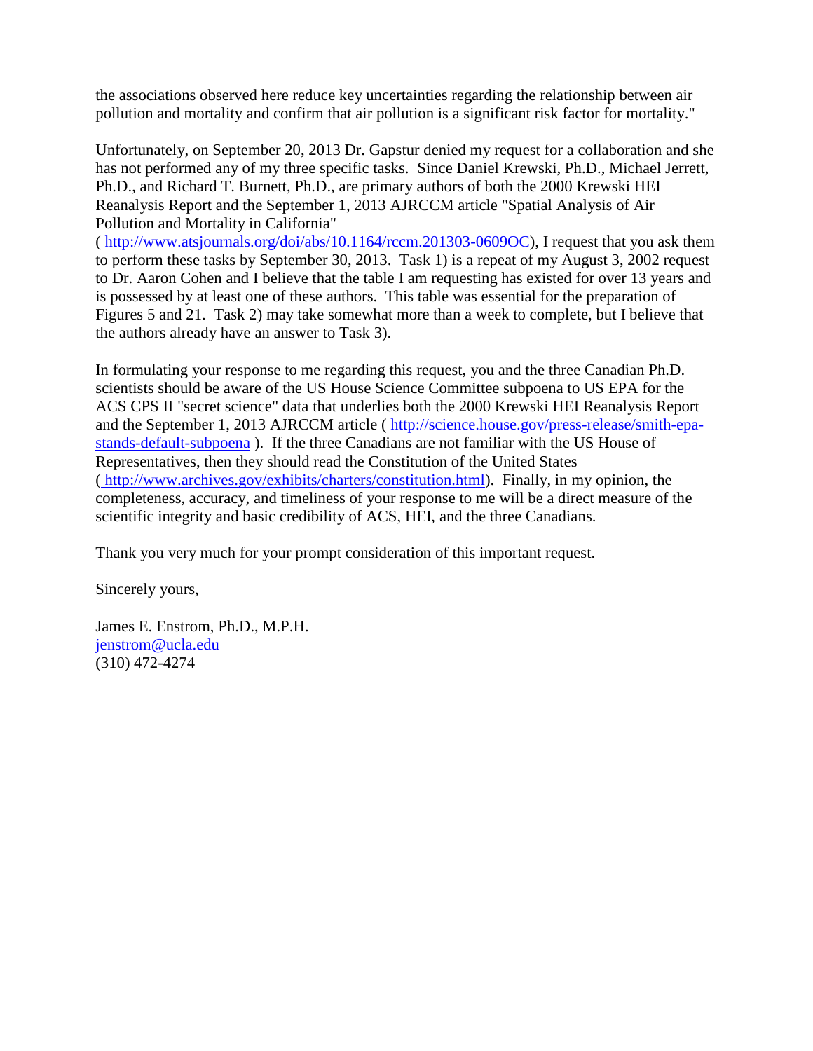the associations observed here reduce key uncertainties regarding the relationship between air pollution and mortality and confirm that air pollution is a significant risk factor for mortality."

Unfortunately, on September 20, 2013 Dr. Gapstur denied my request for a collaboration and she has not performed any of my three specific tasks. Since Daniel Krewski, Ph.D., Michael Jerrett, Ph.D., and Richard T. Burnett, Ph.D., are primary authors of both the 2000 Krewski HEI Reanalysis Report and the September 1, 2013 AJRCCM article "Spatial Analysis of Air Pollution and Mortality in California" ( http://www.atsjournals.org/doi/abs/10.1164/rccm.201303-0609OC), I request that you ask them to perform these tasks by September 30, 2013. Task 1) is a repeat of my August 3, 2002 request to Dr. Aaron Cohen and I believe that the table I am requesting has existed for over 13 years and is possessed by at least one of these authors. This table was essential for the preparation of Figures 5 and 21. Task 2) may take somewhat more than a week to complete, but I believe that the authors already have an answer to Task 3).

In formulating your response to me regarding this request, you and the three Canadian Ph.D. scientists should be aware of the US House Science Committee subpoena to US EPA for the ACS CPS II "secret science" data that underlies both the 2000 Krewski HEI Reanalysis Report and the September 1, 2013 AJRCCM article ( http://science.house.gov/press-release/smith-epa-stands-default-subpoena ). If the three Canadians are not familiar with the US House of Representatives, then they should read the Constitution of the United States ( http://www.archives.gov/exhibits/charters/constitution.html). Finally, in my opinion, the completeness, accuracy, and timeliness of your response to me will be a direct measure of the scientific integrity and basic credibility of ACS, HEI, and the three Canadians.

Thank you very much for your prompt consideration of this important request.

Sincerely yours,

James E. Enstrom, Ph.D., M.P.H.
jenstrom@ucla.edu
(310) 472-4274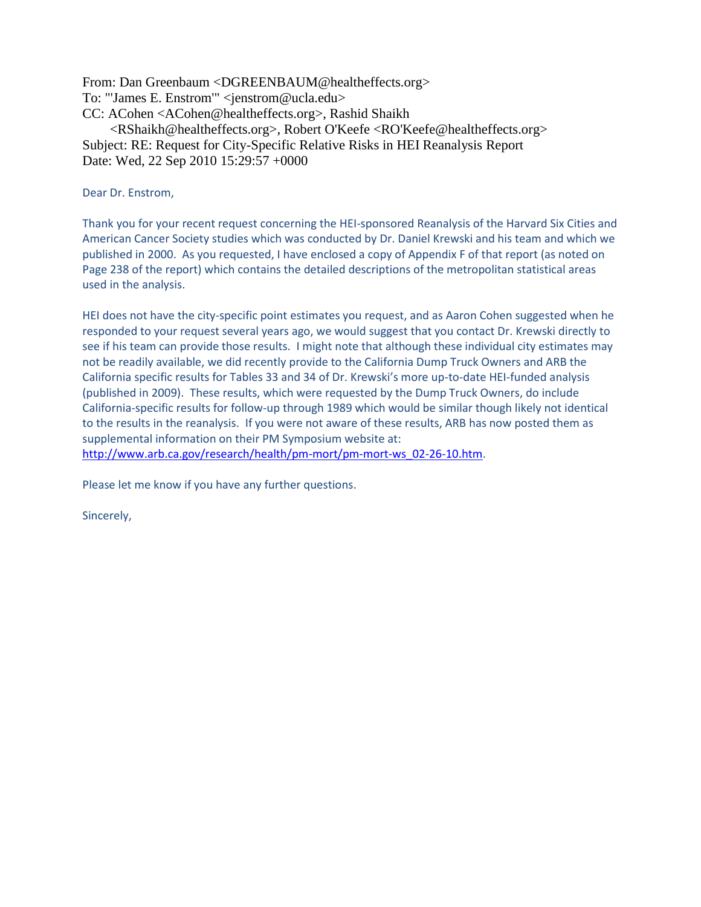From: Dan Greenbaum <DGREENBAUM@healtheffects.org>
To: "'James E. Enstrom'" <jenstrom@ucla.edu>
CC: ACohen <ACohen@healtheffects.org>, Rashid Shaikh <RShaikh@healtheffects.org>, Robert O'Keefe <RO'Keefe@healtheffects.org>
Subject: RE: Request for City-Specific Relative Risks in HEI Reanalysis Report
Date: Wed, 22 Sep 2010 15:29:57 +0000

Dear Dr. Enstrom,

Thank you for your recent request concerning the HEI-sponsored Reanalysis of the Harvard Six Cities and American Cancer Society studies which was conducted by Dr. Daniel Krewski and his team and which we published in 2000. As you requested, I have enclosed a copy of Appendix F of that report (as noted on Page 238 of the report) which contains the detailed descriptions of the metropolitan statistical areas used in the analysis.

HEI does not have the city-specific point estimates you request, and as Aaron Cohen suggested when he responded to your request several years ago, we would suggest that you contact Dr. Krewski directly to see if his team can provide those results. I might note that although these individual city estimates may not be readily available, we did recently provide to the California Dump Truck Owners and ARB the California specific results for Tables 33 and 34 of Dr. Krewski's more up-to-date HEI-funded analysis (published in 2009). These results, which were requested by the Dump Truck Owners, do include California-specific results for follow-up through 1989 which would be similar though likely not identical to the results in the reanalysis. If you were not aware of these results, ARB has now posted them as supplemental information on their PM Symposium website at: http://www.arb.ca.gov/research/health/pm-mort/pm-mort-ws_02-26-10.htm.

Please let me know if you have any further questions.

Sincerely,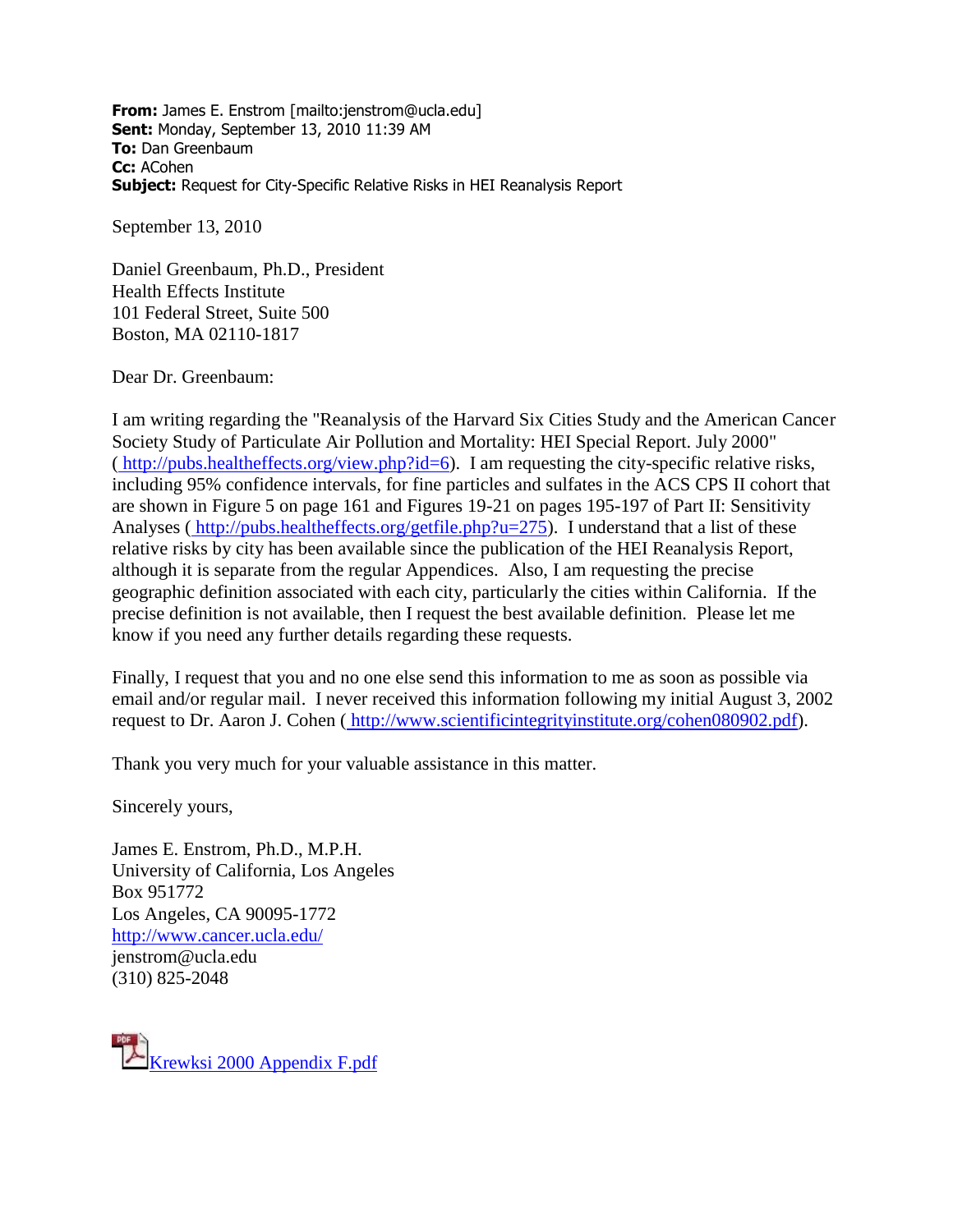**From:** James E. Enstrom [mailto:jenstrom@ucla.edu]
**Sent:** Monday, September 13, 2010 11:39 AM
**To:** Dan Greenbaum
**Cc:** ACohen
**Subject:** Request for City-Specific Relative Risks in HEI Reanalysis Report

September 13, 2010

Daniel Greenbaum, Ph.D., President
Health Effects Institute
101 Federal Street, Suite 500
Boston, MA 02110-1817

Dear Dr. Greenbaum:

I am writing regarding the "Reanalysis of the Harvard Six Cities Study and the American Cancer Society Study of Particulate Air Pollution and Mortality: HEI Special Report. July 2000" ( http://pubs.healtheffects.org/view.php?id=6). I am requesting the city-specific relative risks, including 95% confidence intervals, for fine particles and sulfates in the ACS CPS II cohort that are shown in Figure 5 on page 161 and Figures 19-21 on pages 195-197 of Part II: Sensitivity Analyses ( http://pubs.healtheffects.org/getfile.php?u=275). I understand that a list of these relative risks by city has been available since the publication of the HEI Reanalysis Report, although it is separate from the regular Appendices. Also, I am requesting the precise geographic definition associated with each city, particularly the cities within California. If the precise definition is not available, then I request the best available definition. Please let me know if you need any further details regarding these requests.

Finally, I request that you and no one else send this information to me as soon as possible via email and/or regular mail. I never received this information following my initial August 3, 2002 request to Dr. Aaron J. Cohen ( http://www.scientificintegrityinstitute.org/cohen080902.pdf).

Thank you very much for your valuable assistance in this matter.

Sincerely yours,

James E. Enstrom, Ph.D., M.P.H.
University of California, Los Angeles
Box 951772
Los Angeles, CA 90095-1772
http://www.cancer.ucla.edu/
jenstrom@ucla.edu
(310) 825-2048

Krewksi 2000 Appendix F.pdf